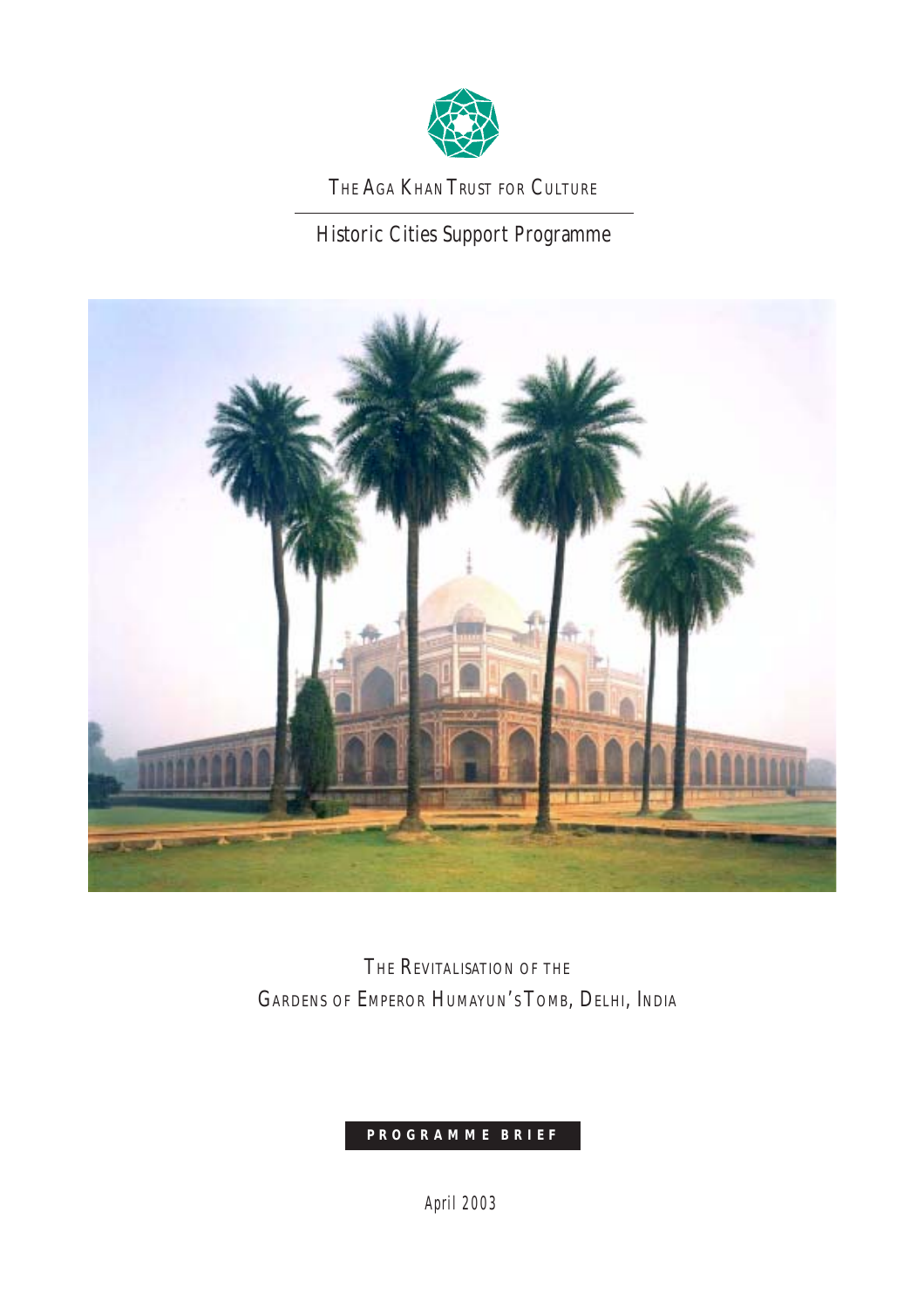THE AGA KHAN TRUST FOR CULTURE

Historic Cities Support Programme

# THE REVITALISATION OF THE GARDENS OF EMPEROR HUMAYUN'S TOMB, DELHI, INDIA

**PROGRAMME BRIEF**

April 2003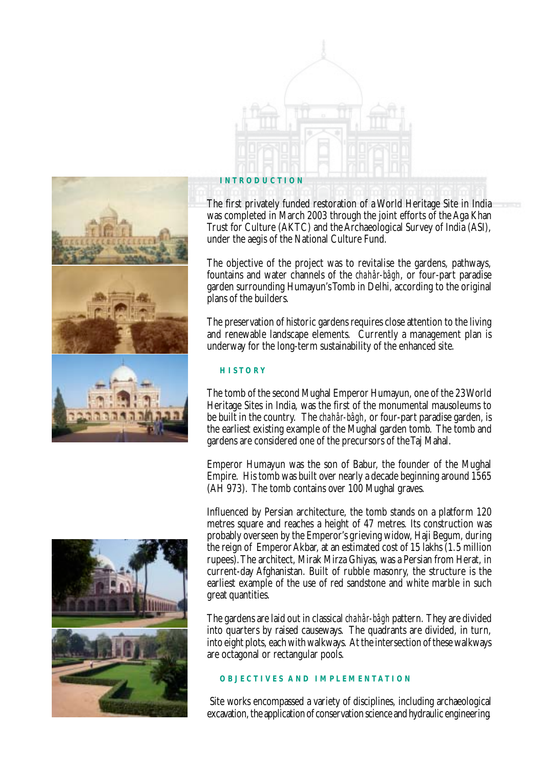## INTRODUCTION

The first privately funded restoration of a World Heritage Site in India was completed in March 2003 through the joint efforts of the Aga Khan Trust for Culture (AKTC) and the Archaeological Survey of India (ASI), under the aegis of the National Culture Fund.

The objective of the project was to revitalise the gardens, pathways, fountains and water channels of the *chahâr-bâgh*, or four-part paradise garden surrounding Humayun's Tomb in Delhi, according to the original plans of the builders.

The preservation of historic gardens requires close attention to the living and renewable landscape elements. Currently a management plan is underway for the long-term sustainability of the enhanced site.

## HISTORY

The tomb of the second Mughal Emperor Humayun, one of the 23 World Heritage Sites in India, was the first of the monumental mausoleums to be built in the country. The *chahâr-bâgh*, or four-part paradise garden, is the earliest existing example of the Mughal garden tomb. The tomb and gardens are considered one of the precursors of the Taj Mahal.

Emperor Humayun was the son of Babur, the founder of the Mughal Empire. His tomb was built over nearly a decade beginning around 1565 (AH 973). The tomb contains over 100 Mughal graves.

Influenced by Persian architecture, the tomb stands on a platform 120 metres square and reaches a height of 47 metres. Its construction was probably overseen by the Emperor's grieving widow, Haji Begum, during the reign of Emperor Akbar, at an estimated cost of 15 lakhs (1.5 million rupees). The architect, Mirak Mirza Ghiyas, was a Persian from Herat, in current-day Afghanistan. Built of rubble masonry, the structure is the earliest example of the use of red sandstone and white marble in such great quantities.

The gardens are laid out in classical *chahâr-bâgh* pattern. They are divided into quarters by raised causeways. The quadrants are divided, in turn, into eight plots, each with walkways. At the intersection of these walkways are octagonal or rectangular pools.

## OBJECTIVES AND IMPLEMENTATION

Site works encompassed a variety of disciplines, including archaeological excavation, the application of conservation science and hydraulic engineering.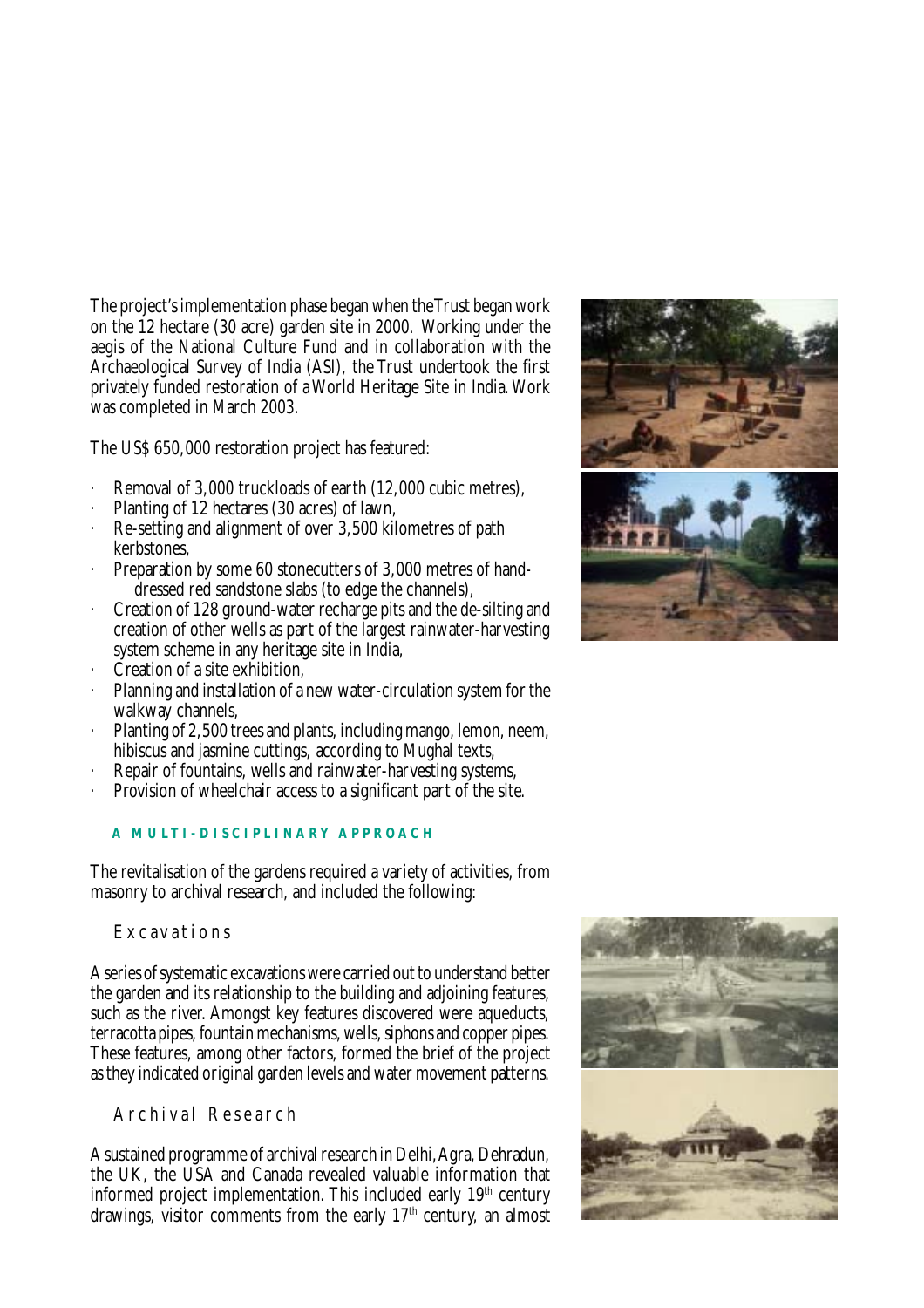The project's implementation phase began when the Trust began work on the 12 hectare (30 acre) garden site in 2000. Working under the aegis of the National Culture Fund and in collaboration with the Archaeological Survey of India (ASI), the Trust undertook the first privately funded restoration of a World Heritage Site in India. Work was completed in March 2003.

The US$ 650,000 restoration project has featured:

- Removal of 3,000 truckloads of earth (12,000 cubic metres),
- Planting of 12 hectares (30 acres) of lawn,
- Re-setting and alignment of over 3,500 kilometres of path kerbstones,
- Preparation by some 60 stonecutters of 3,000 metres of hand-dressed red sandstone slabs (to edge the channels),
- Creation of 128 ground-water recharge pits and the de-silting and creation of other wells as part of the largest rainwater-harvesting system scheme in any heritage site in India,
- Creation of a site exhibition,
- Planning and installation of a new water-circulation system for the walkway channels,
- Planting of 2,500 trees and plants, including mango, lemon, neem, hibiscus and jasmine cuttings, according to Mughal texts,
- Repair of fountains, wells and rainwater-harvesting systems,
- Provision of wheelchair access to a significant part of the site.

## A MULTI-DISCIPLINARY APPROACH

The revitalisation of the gardens required a variety of activities, from masonry to archival research, and included the following:

### Excavations

A series of systematic excavations were carried out to understand better the garden and its relationship to the building and adjoining features, such as the river. Amongst key features discovered were aqueducts, terracotta pipes, fountain mechanisms, wells, siphons and copper pipes. These features, among other factors, formed the brief of the project as they indicated original garden levels and water movement patterns.

### Archival Research

A sustained programme of archival research in Delhi, Agra, Dehradun, the UK, the USA and Canada revealed valuable information that informed project implementation. This included early 19th century drawings, visitor comments from the early 17th century, an almost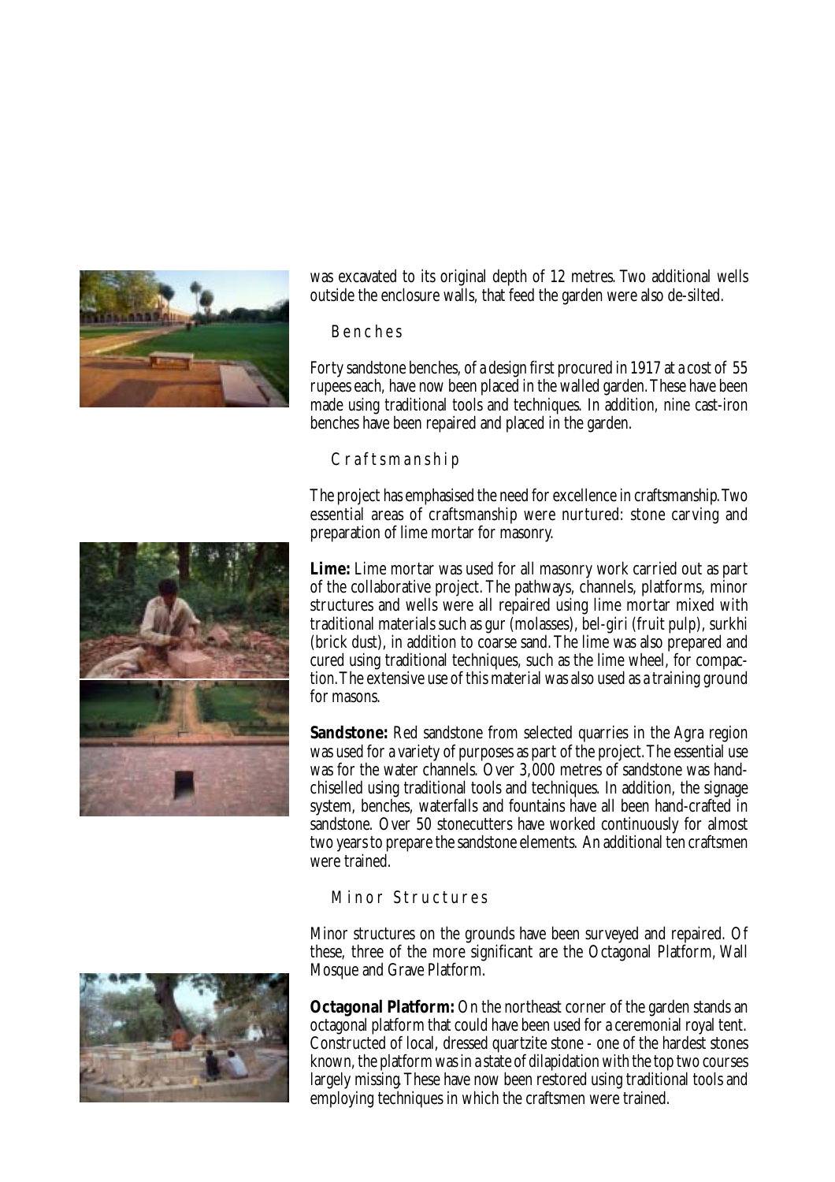was excavated to its original depth of 12 metres. Two additional wells outside the enclosure walls, that feed the garden were also de-silted.

## Benches

Forty sandstone benches, of a design first procured in 1917 at a cost of 55 rupees each, have now been placed in the walled garden. These have been made using traditional tools and techniques. In addition, nine cast-iron benches have been repaired and placed in the garden.

## Craftsmanship

The project has emphasised the need for excellence in craftsmanship. Two essential areas of craftsmanship were nurtured: stone carving and preparation of lime mortar for masonry.

**Lime:** Lime mortar was used for all masonry work carried out as part of the collaborative project. The pathways, channels, platforms, minor structures and wells were all repaired using lime mortar mixed with traditional materials such as gur (molasses), bel-giri (fruit pulp), surkhi (brick dust), in addition to coarse sand. The lime was also prepared and cured using traditional techniques, such as the lime wheel, for compaction. The extensive use of this material was also used as a training ground for masons.

**Sandstone:** Red sandstone from selected quarries in the Agra region was used for a variety of purposes as part of the project. The essential use was for the water channels. Over 3,000 metres of sandstone was hand-chiselled using traditional tools and techniques. In addition, the signage system, benches, waterfalls and fountains have all been hand-crafted in sandstone. Over 50 stonecutters have worked continuously for almost two years to prepare the sandstone elements. An additional ten craftsmen were trained.

## Minor Structures

Minor structures on the grounds have been surveyed and repaired. Of these, three of the more significant are the Octagonal Platform, Wall Mosque and Grave Platform.

**Octagonal Platform:** On the northeast corner of the garden stands an octagonal platform that could have been used for a ceremonial royal tent. Constructed of local, dressed quartzite stone - one of the hardest stones known, the platform was in a state of dilapidation with the top two courses largely missing. These have now been restored using traditional tools and employing techniques in which the craftsmen were trained.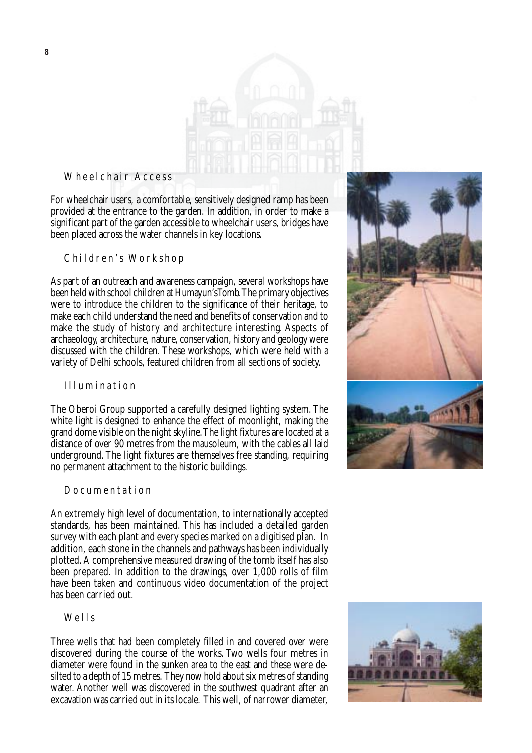## Wheelchair Access

For wheelchair users, a comfortable, sensitively designed ramp has been provided at the entrance to the garden. In addition, in order to make a significant part of the garden accessible to wheelchair users, bridges have been placed across the water channels in key locations.

## Children's Workshop

As part of an outreach and awareness campaign, several workshops have been held with school children at Humayun's Tomb. The primary objectives were to introduce the children to the significance of their heritage, to make each child understand the need and benefits of conservation and to make the study of history and architecture interesting. Aspects of archaeology, architecture, nature, conservation, history and geology were discussed with the children. These workshops, which were held with a variety of Delhi schools, featured children from all sections of society.

## Illumination

The Oberoi Group supported a carefully designed lighting system. The white light is designed to enhance the effect of moonlight, making the grand dome visible on the night skyline. The light fixtures are located at a distance of over 90 metres from the mausoleum, with the cables all laid underground. The light fixtures are themselves free standing, requiring no permanent attachment to the historic buildings.

## Documentation

An extremely high level of documentation, to internationally accepted standards, has been maintained. This has included a detailed garden survey with each plant and every species marked on a digitised plan. In addition, each stone in the channels and pathways has been individually plotted. A comprehensive measured drawing of the tomb itself has also been prepared. In addition to the drawings, over 1,000 rolls of film have been taken and continuous video documentation of the project has been carried out.

## Wells

Three wells that had been completely filled in and covered over were discovered during the course of the works. Two wells four metres in diameter were found in the sunken area to the east and these were de-silted to a depth of 15 metres. They now hold about six metres of standing water. Another well was discovered in the southwest quadrant after an excavation was carried out in its locale. This well, of narrower diameter,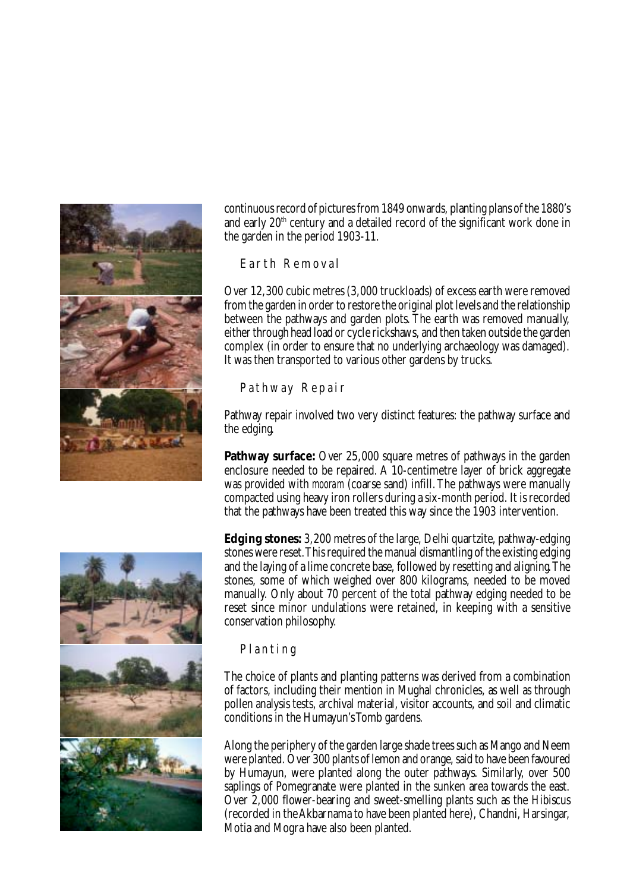continuous record of pictures from 1849 onwards, planting plans of the 1880's and early 20th century and a detailed record of the significant work done in the garden in the period 1903-11.

## Earth Removal

Over 12,300 cubic metres (3,000 truckloads) of excess earth were removed from the garden in order to restore the original plot levels and the relationship between the pathways and garden plots. The earth was removed manually, either through head load or cycle rickshaws, and then taken outside the garden complex (in order to ensure that no underlying archaeology was damaged). It was then transported to various other gardens by trucks.

## Pathway Repair

Pathway repair involved two very distinct features: the pathway surface and the edging.

**Pathway surface:** Over 25,000 square metres of pathways in the garden enclosure needed to be repaired. A 10-centimetre layer of brick aggregate was provided with *mooram* (coarse sand) infill. The pathways were manually compacted using heavy iron rollers during a six-month period. It is recorded that the pathways have been treated this way since the 1903 intervention.

**Edging stones:** 3,200 metres of the large, Delhi quartzite, pathway-edging stones were reset. This required the manual dismantling of the existing edging and the laying of a lime concrete base, followed by resetting and aligning. The stones, some of which weighed over 800 kilograms, needed to be moved manually. Only about 70 percent of the total pathway edging needed to be reset since minor undulations were retained, in keeping with a sensitive conservation philosophy.

## Planting

The choice of plants and planting patterns was derived from a combination of factors, including their mention in Mughal chronicles, as well as through pollen analysis tests, archival material, visitor accounts, and soil and climatic conditions in the Humayun's Tomb gardens.

Along the periphery of the garden large shade trees such as Mango and Neem were planted. Over 300 plants of lemon and orange, said to have been favoured by Humayun, were planted along the outer pathways. Similarly, over 500 saplings of Pomegranate were planted in the sunken area towards the east. Over 2,000 flower-bearing and sweet-smelling plants such as the Hibiscus (recorded in the Akbarnama to have been planted here), Chandni, Harsingar, Motia and Mogra have also been planted.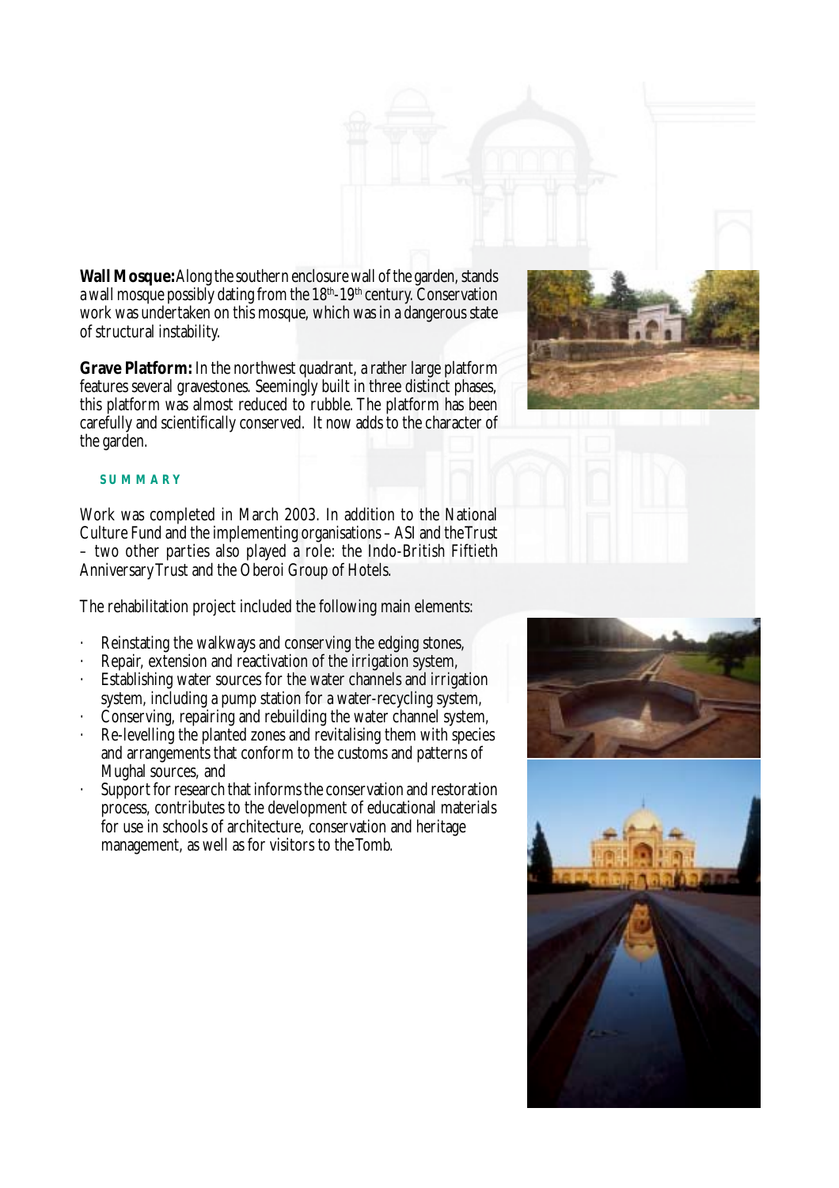**Wall Mosque:** Along the southern enclosure wall of the garden, stands a wall mosque possibly dating from the 18th-19th century. Conservation work was undertaken on this mosque, which was in a dangerous state of structural instability.

**Grave Platform:** In the northwest quadrant, a rather large platform features several gravestones. Seemingly built in three distinct phases, this platform was almost reduced to rubble. The platform has been carefully and scientifically conserved. It now adds to the character of the garden.

## SUMMARY

Work was completed in March 2003. In addition to the National Culture Fund and the implementing organisations – ASI and the Trust – two other parties also played a role: the Indo-British Fiftieth Anniversary Trust and the Oberoi Group of Hotels.

The rehabilitation project included the following main elements:

- Reinstating the walkways and conserving the edging stones,
- Repair, extension and reactivation of the irrigation system,
- Establishing water sources for the water channels and irrigation system, including a pump station for a water-recycling system,
- Conserving, repairing and rebuilding the water channel system,
- Re-levelling the planted zones and revitalising them with species and arrangements that conform to the customs and patterns of Mughal sources, and
- Support for research that informs the conservation and restoration process, contributes to the development of educational materials for use in schools of architecture, conservation and heritage management, as well as for visitors to the Tomb.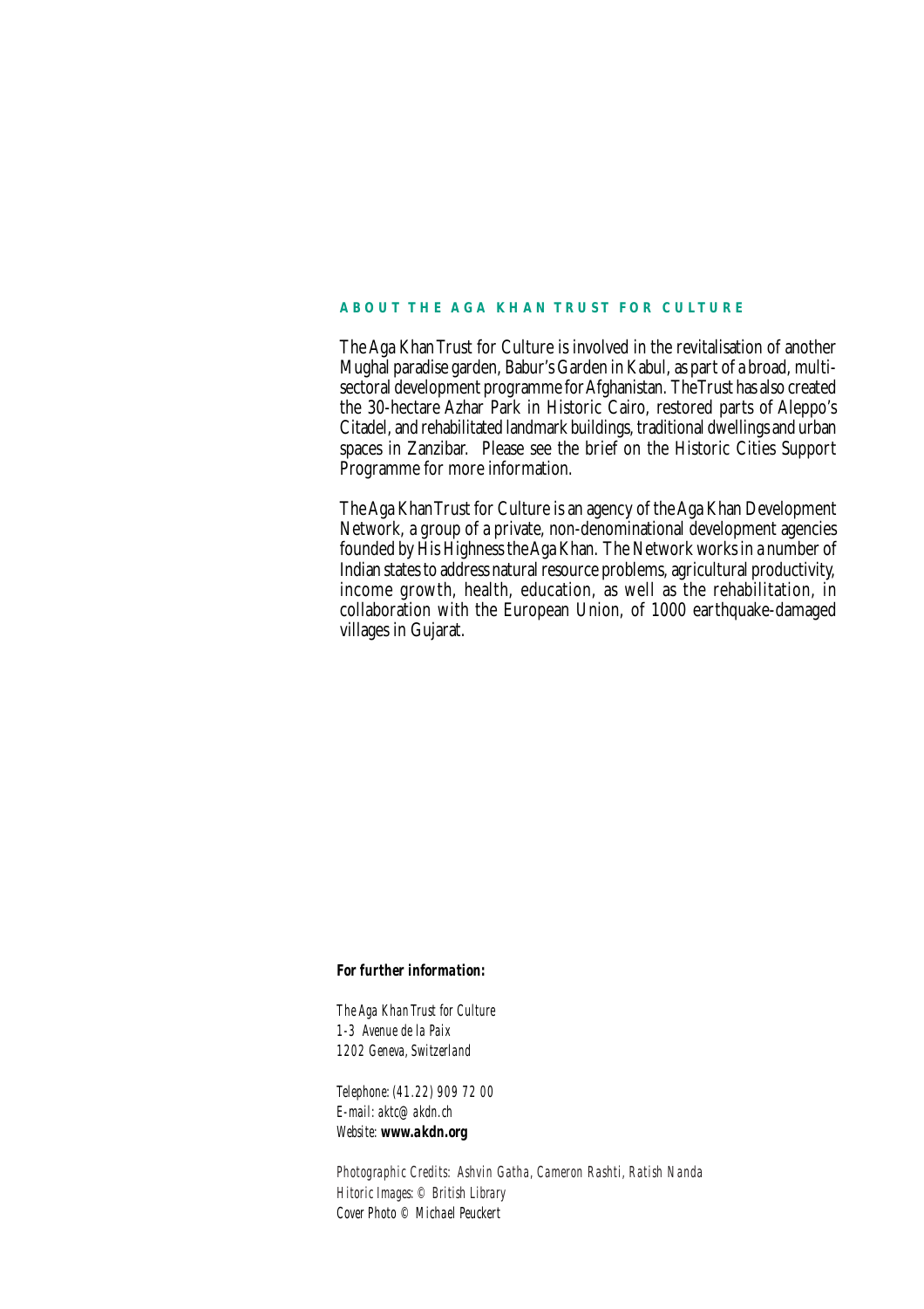## ABOUT THE AGA KHAN TRUST FOR CULTURE

The Aga Khan Trust for Culture is involved in the revitalisation of another Mughal paradise garden, Babur's Garden in Kabul, as part of a broad, multi-sectoral development programme for Afghanistan. The Trust has also created the 30-hectare Azhar Park in Historic Cairo, restored parts of Aleppo's Citadel, and rehabilitated landmark buildings, traditional dwellings and urban spaces in Zanzibar. Please see the brief on the Historic Cities Support Programme for more information.

The Aga Khan Trust for Culture is an agency of the Aga Khan Development Network, a group of a private, non-denominational development agencies founded by His Highness the Aga Khan. The Network works in a number of Indian states to address natural resource problems, agricultural productivity, income growth, health, education, as well as the rehabilitation, in collaboration with the European Union, of 1000 earthquake-damaged villages in Gujarat.

***For further information:***

*The Aga Khan Trust for Culture*
*1-3 Avenue de la Paix*
*1202 Geneva, Switzerland*

*Telephone: (41.22) 909 72 00*
*E-mail: aktc@akdn.ch*
*Website:* ***www.akdn.org***

*Photographic Credits: Ashvin Gatha, Cameron Rashti, Ratish Nanda*
*Hitoric Images: © British Library*
*Cover Photo © Michael Peuckert*